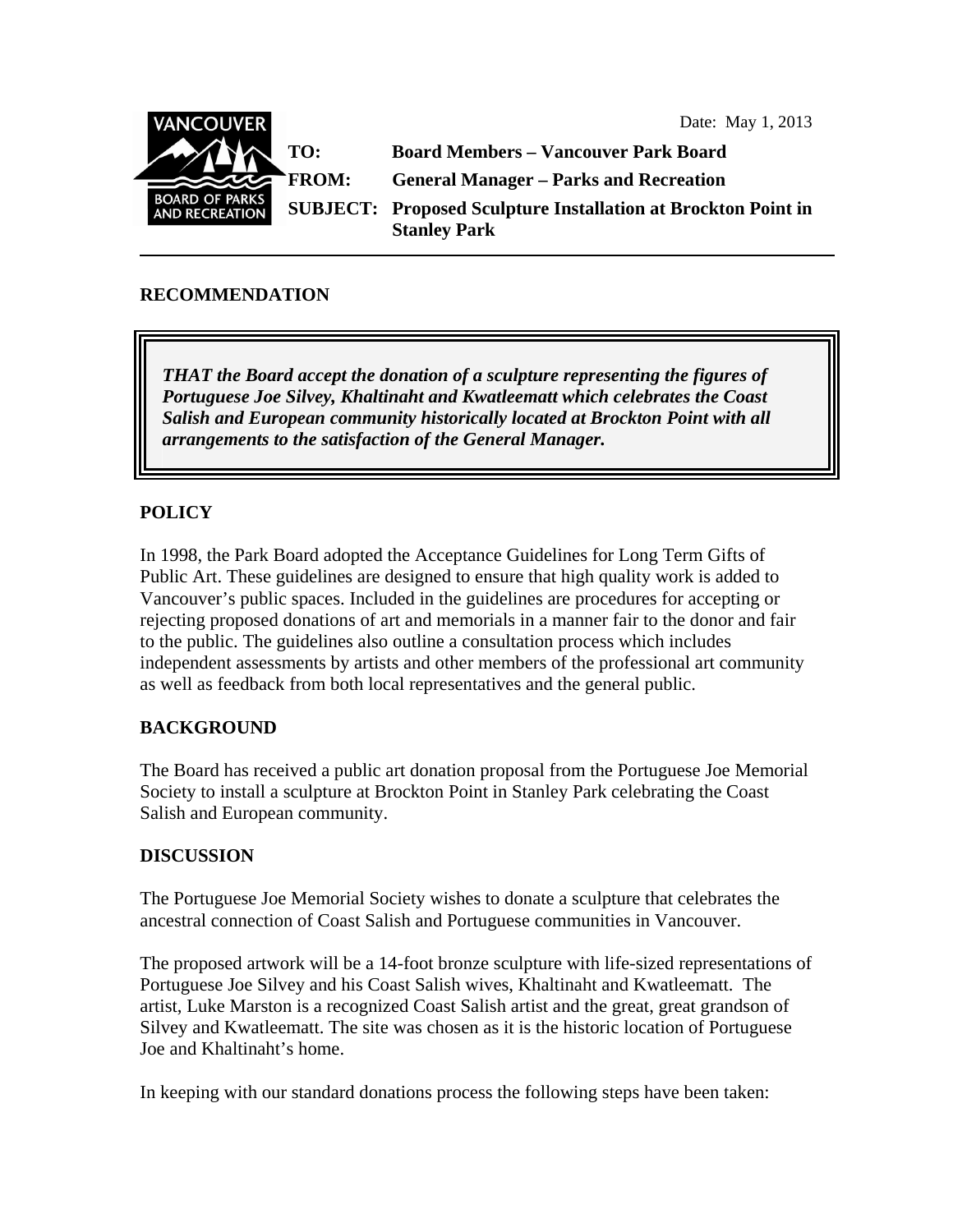Date: May 1, 2013

**TO:** Board Members – Vancouver Park Board

**FROM:** General Manager – Parks and Recreation

**SUBJECT:** Proposed Sculpture Installation at Brockton Point in Stanley Park

---

## RECOMMENDATION

> ***THAT the Board accept the donation of a sculpture representing the figures of Portuguese Joe Silvey, Khaltinaht and Kwatleematt which celebrates the Coast Salish and European community historically located at Brockton Point with all arrangements to the satisfaction of the General Manager.***

## POLICY

In 1998, the Park Board adopted the Acceptance Guidelines for Long Term Gifts of Public Art. These guidelines are designed to ensure that high quality work is added to Vancouver's public spaces. Included in the guidelines are procedures for accepting or rejecting proposed donations of art and memorials in a manner fair to the donor and fair to the public. The guidelines also outline a consultation process which includes independent assessments by artists and other members of the professional art community as well as feedback from both local representatives and the general public.

## BACKGROUND

The Board has received a public art donation proposal from the Portuguese Joe Memorial Society to install a sculpture at Brockton Point in Stanley Park celebrating the Coast Salish and European community.

## DISCUSSION

The Portuguese Joe Memorial Society wishes to donate a sculpture that celebrates the ancestral connection of Coast Salish and Portuguese communities in Vancouver.

The proposed artwork will be a 14-foot bronze sculpture with life-sized representations of Portuguese Joe Silvey and his Coast Salish wives, Khaltinaht and Kwatleematt. The artist, Luke Marston is a recognized Coast Salish artist and the great, great grandson of Silvey and Kwatleematt. The site was chosen as it is the historic location of Portuguese Joe and Khaltinaht's home.

In keeping with our standard donations process the following steps have been taken: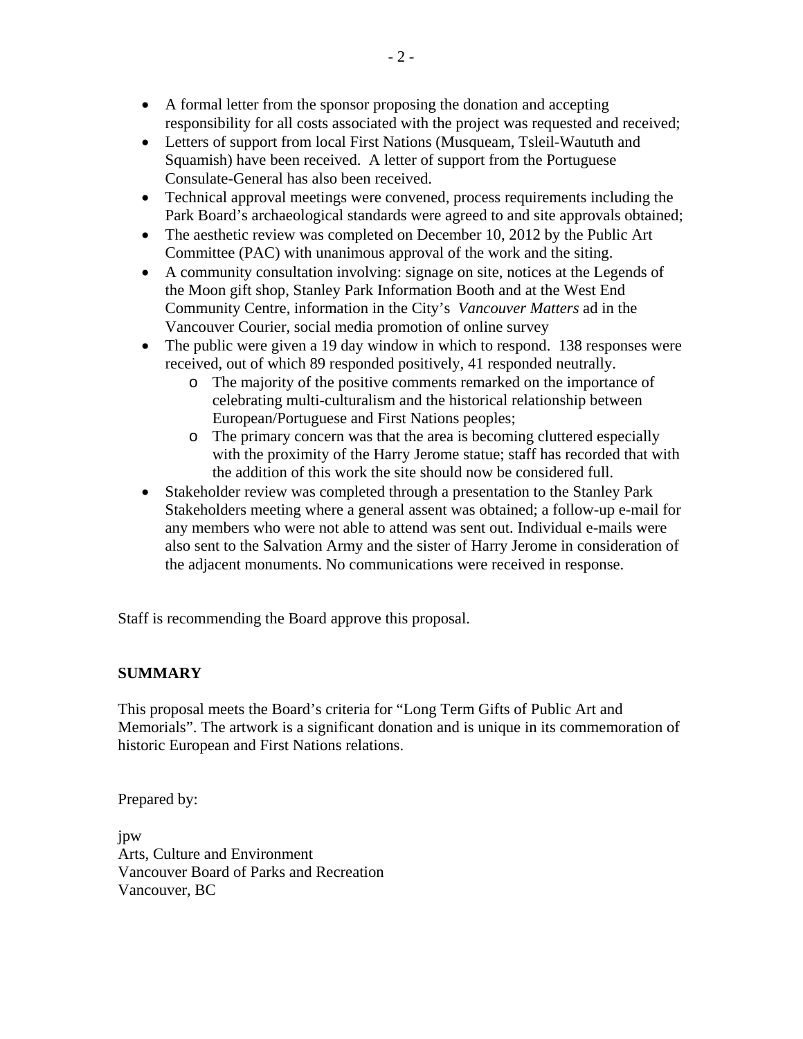- A formal letter from the sponsor proposing the donation and accepting responsibility for all costs associated with the project was requested and received;
- Letters of support from local First Nations (Musqueam, Tsleil-Waututh and Squamish) have been received. A letter of support from the Portuguese Consulate-General has also been received.
- Technical approval meetings were convened, process requirements including the Park Board's archaeological standards were agreed to and site approvals obtained;
- The aesthetic review was completed on December 10, 2012 by the Public Art Committee (PAC) with unanimous approval of the work and the siting.
- A community consultation involving: signage on site, notices at the Legends of the Moon gift shop, Stanley Park Information Booth and at the West End Community Centre, information in the City's *Vancouver Matters* ad in the Vancouver Courier, social media promotion of online survey
- The public were given a 19 day window in which to respond. 138 responses were received, out of which 89 responded positively, 41 responded neutrally.
    - The majority of the positive comments remarked on the importance of celebrating multi-culturalism and the historical relationship between European/Portuguese and First Nations peoples;
    - The primary concern was that the area is becoming cluttered especially with the proximity of the Harry Jerome statue; staff has recorded that with the addition of this work the site should now be considered full.
- Stakeholder review was completed through a presentation to the Stanley Park Stakeholders meeting where a general assent was obtained; a follow-up e-mail for any members who were not able to attend was sent out. Individual e-mails were also sent to the Salvation Army and the sister of Harry Jerome in consideration of the adjacent monuments. No communications were received in response.

Staff is recommending the Board approve this proposal.

**SUMMARY**

This proposal meets the Board's criteria for "Long Term Gifts of Public Art and Memorials". The artwork is a significant donation and is unique in its commemoration of historic European and First Nations relations.

Prepared by:

jpw
Arts, Culture and Environment
Vancouver Board of Parks and Recreation
Vancouver, BC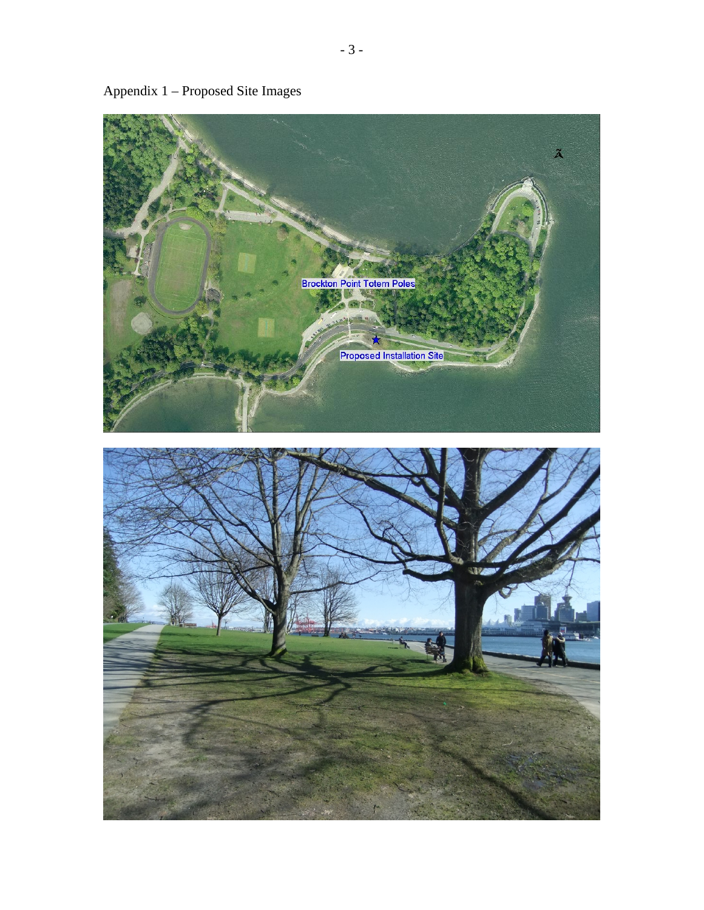Appendix 1 – Proposed Site Images

Brockton Point Totem Poles

Proposed Installation Site